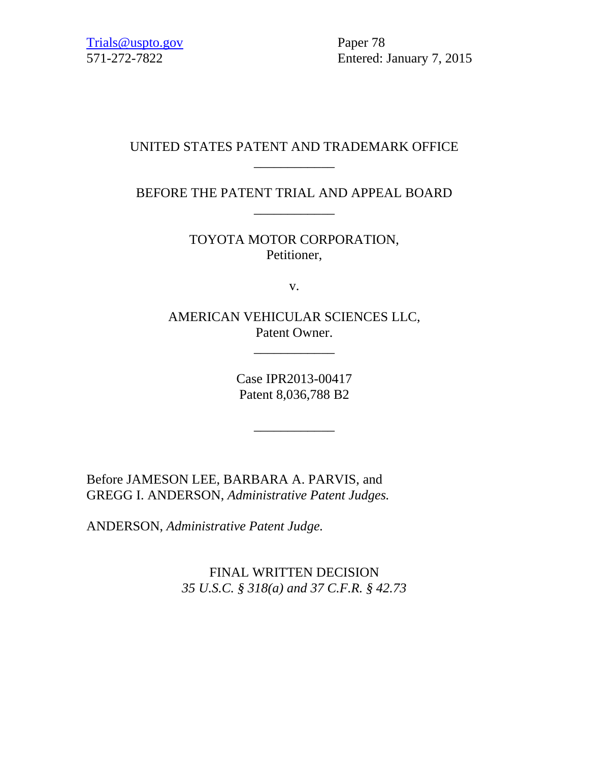Trials@uspto.gov
571-272-7822

Paper 78
Entered: January 7, 2015

UNITED STATES PATENT AND TRADEMARK OFFICE

____________

BEFORE THE PATENT TRIAL AND APPEAL BOARD

____________

TOYOTA MOTOR CORPORATION,
Petitioner,

v.

AMERICAN VEHICULAR SCIENCES LLC,
Patent Owner.

____________

Case IPR2013-00417
Patent 8,036,788 B2

____________

Before JAMESON LEE, BARBARA A. PARVIS, and
GREGG I. ANDERSON, *Administrative Patent Judges.*

ANDERSON, *Administrative Patent Judge.*

FINAL WRITTEN DECISION
*35 U.S.C. § 318(a) and 37 C.F.R. § 42.73*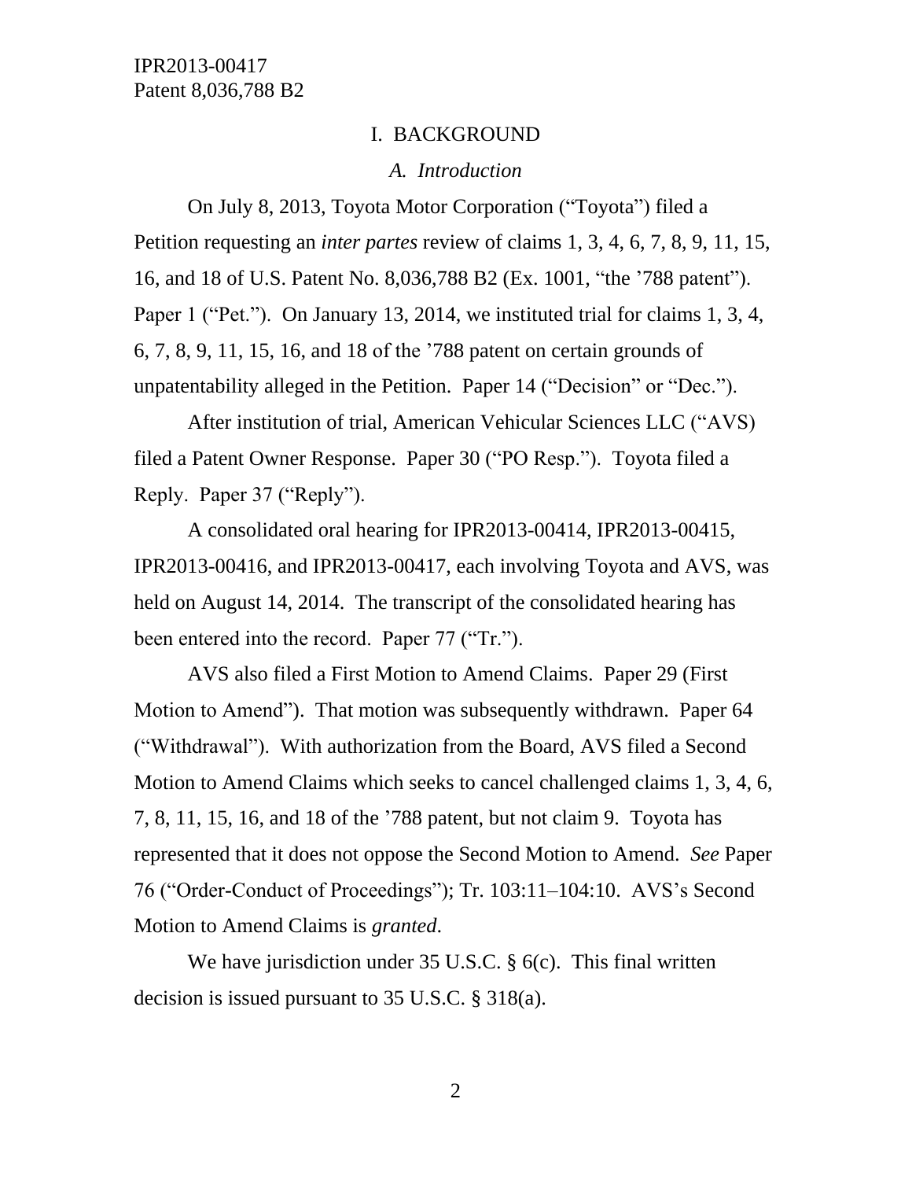# I. BACKGROUND

## *A. Introduction*

On July 8, 2013, Toyota Motor Corporation ("Toyota") filed a Petition requesting an *inter partes* review of claims 1, 3, 4, 6, 7, 8, 9, 11, 15, 16, and 18 of U.S. Patent No. 8,036,788 B2 (Ex. 1001, "the '788 patent"). Paper 1 ("Pet."). On January 13, 2014, we instituted trial for claims 1, 3, 4, 6, 7, 8, 9, 11, 15, 16, and 18 of the '788 patent on certain grounds of unpatentability alleged in the Petition. Paper 14 ("Decision" or "Dec.").

After institution of trial, American Vehicular Sciences LLC ("AVS) filed a Patent Owner Response. Paper 30 ("PO Resp."). Toyota filed a Reply. Paper 37 ("Reply").

A consolidated oral hearing for IPR2013-00414, IPR2013-00415, IPR2013-00416, and IPR2013-00417, each involving Toyota and AVS, was held on August 14, 2014. The transcript of the consolidated hearing has been entered into the record. Paper 77 ("Tr.").

AVS also filed a First Motion to Amend Claims. Paper 29 (First Motion to Amend"). That motion was subsequently withdrawn. Paper 64 ("Withdrawal"). With authorization from the Board, AVS filed a Second Motion to Amend Claims which seeks to cancel challenged claims 1, 3, 4, 6, 7, 8, 11, 15, 16, and 18 of the '788 patent, but not claim 9. Toyota has represented that it does not oppose the Second Motion to Amend. *See* Paper 76 ("Order-Conduct of Proceedings"); Tr. 103:11–104:10. AVS's Second Motion to Amend Claims is *granted*.

We have jurisdiction under 35 U.S.C. § 6(c). This final written decision is issued pursuant to 35 U.S.C. § 318(a).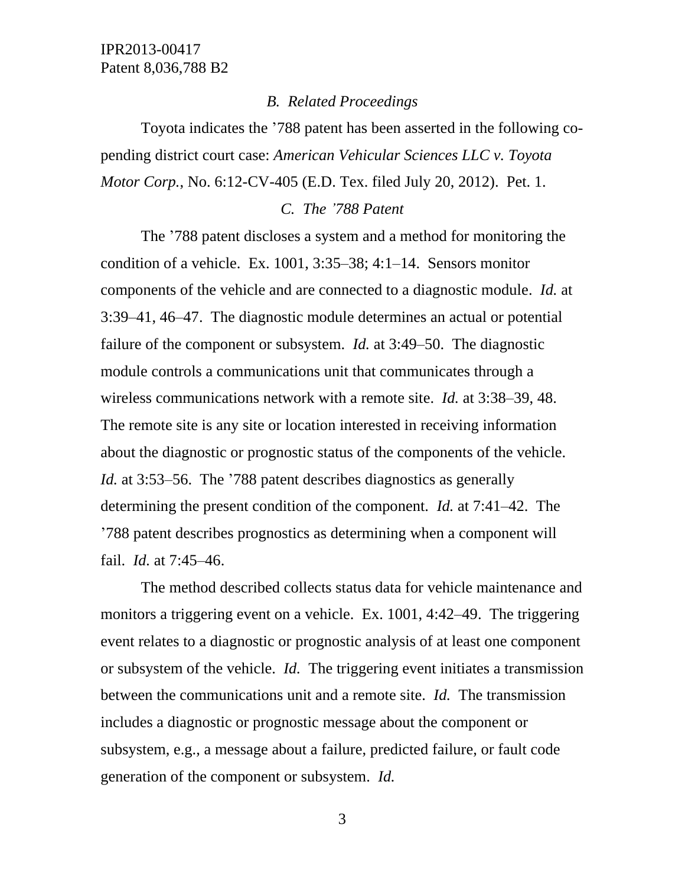### *B. Related Proceedings*

Toyota indicates the ’788 patent has been asserted in the following co-pending district court case: *American Vehicular Sciences LLC v. Toyota Motor Corp.*, No. 6:12-CV-405 (E.D. Tex. filed July 20, 2012). Pet. 1.

### *C. The ’788 Patent*

The ’788 patent discloses a system and a method for monitoring the condition of a vehicle. Ex. 1001, 3:35–38; 4:1–14. Sensors monitor components of the vehicle and are connected to a diagnostic module. *Id.* at 3:39–41, 46–47. The diagnostic module determines an actual or potential failure of the component or subsystem. *Id.* at 3:49–50. The diagnostic module controls a communications unit that communicates through a wireless communications network with a remote site. *Id.* at 3:38–39, 48. The remote site is any site or location interested in receiving information about the diagnostic or prognostic status of the components of the vehicle. *Id.* at 3:53–56. The ’788 patent describes diagnostics as generally determining the present condition of the component. *Id.* at 7:41–42. The ’788 patent describes prognostics as determining when a component will fail. *Id.* at 7:45–46.

The method described collects status data for vehicle maintenance and monitors a triggering event on a vehicle. Ex. 1001, 4:42–49. The triggering event relates to a diagnostic or prognostic analysis of at least one component or subsystem of the vehicle. *Id.* The triggering event initiates a transmission between the communications unit and a remote site. *Id.* The transmission includes a diagnostic or prognostic message about the component or subsystem, e.g., a message about a failure, predicted failure, or fault code generation of the component or subsystem. *Id.*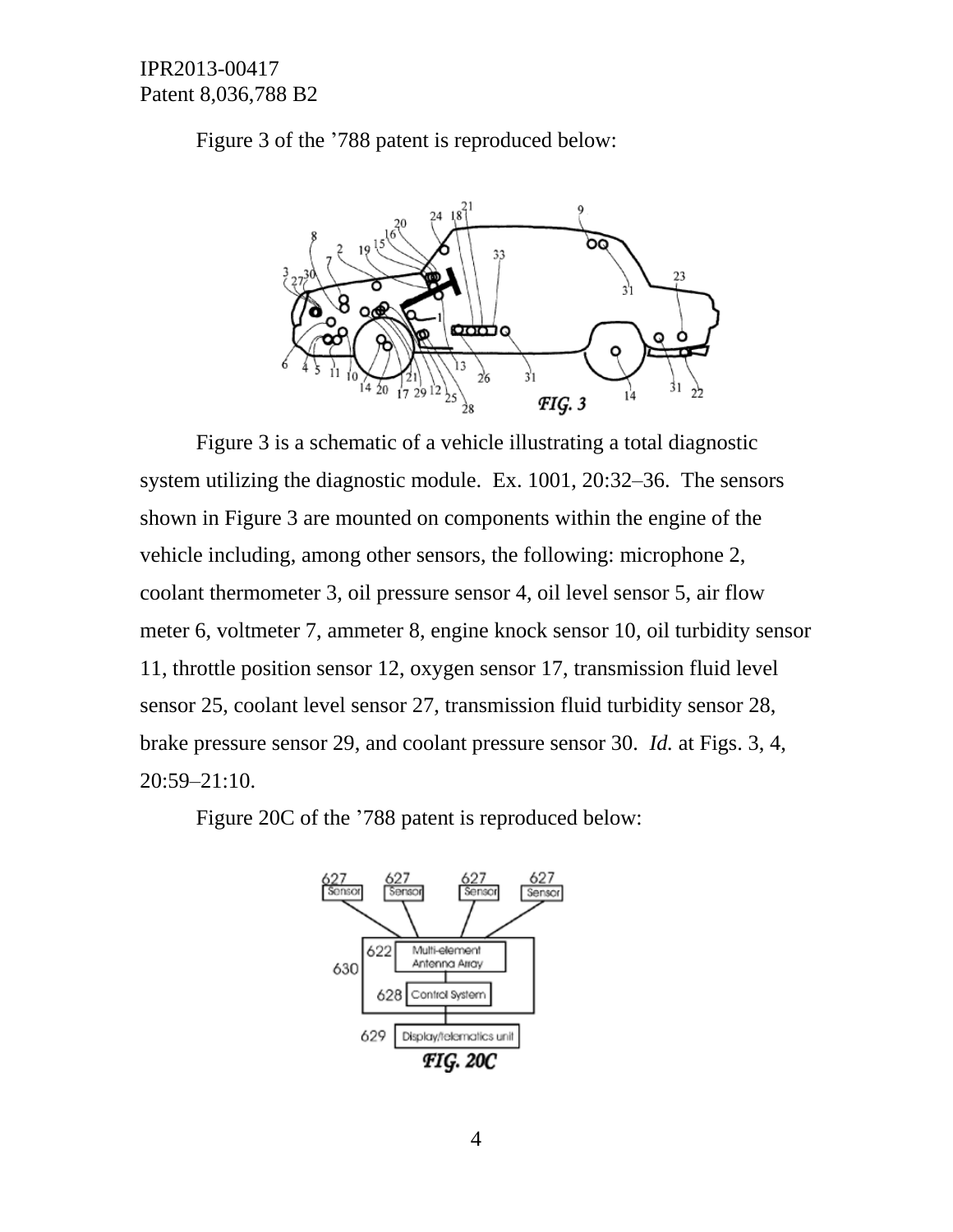Figure 3 of the ’788 patent is reproduced below:

Figure 3 is a schematic of a vehicle illustrating a total diagnostic system utilizing the diagnostic module. Ex. 1001, 20:32–36. The sensors shown in Figure 3 are mounted on components within the engine of the vehicle including, among other sensors, the following: microphone 2, coolant thermometer 3, oil pressure sensor 4, oil level sensor 5, air flow meter 6, voltmeter 7, ammeter 8, engine knock sensor 10, oil turbidity sensor 11, throttle position sensor 12, oxygen sensor 17, transmission fluid level sensor 25, coolant level sensor 27, transmission fluid turbidity sensor 28, brake pressure sensor 29, and coolant pressure sensor 30. *Id.* at Figs. 3, 4, 20:59–21:10.

Figure 20C of the ’788 patent is reproduced below: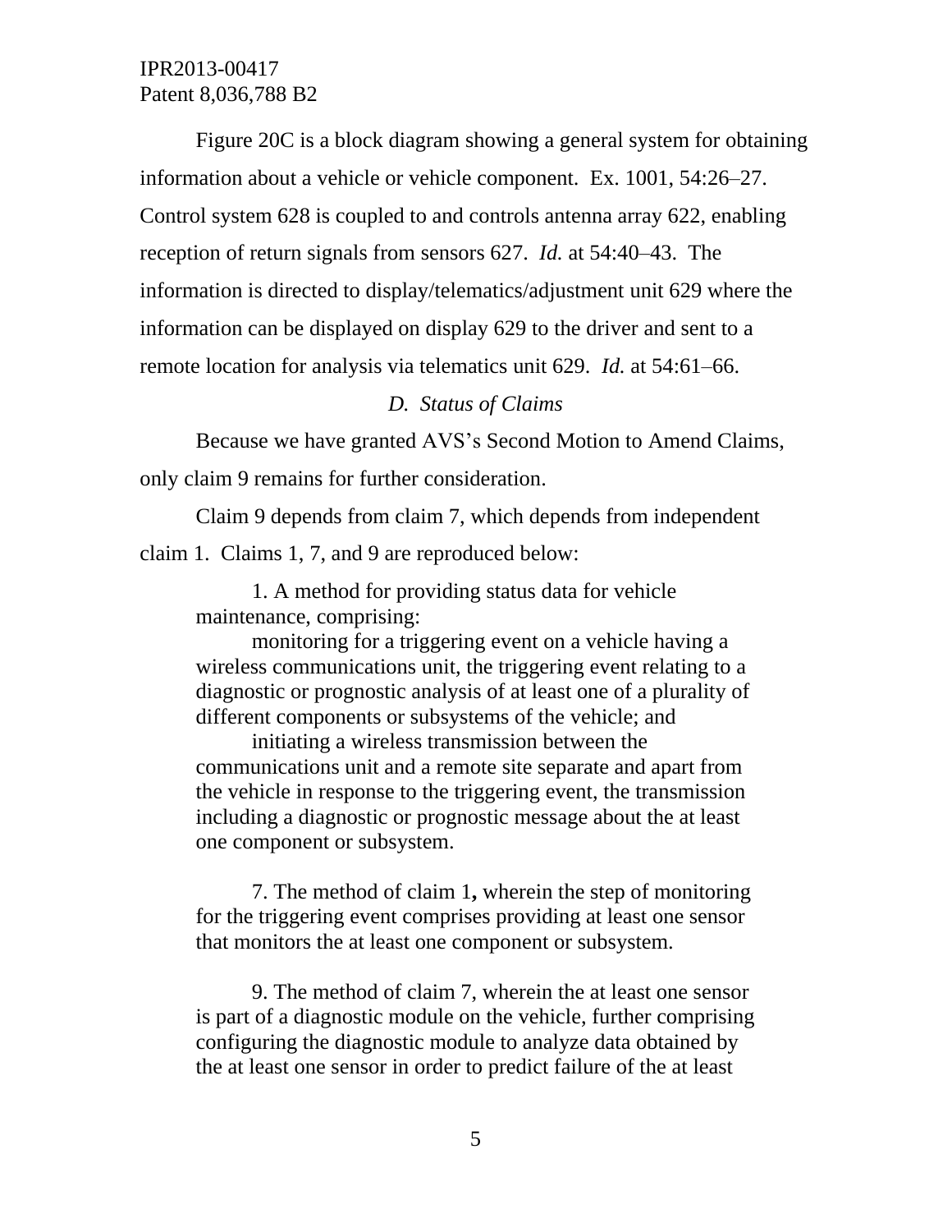Figure 20C is a block diagram showing a general system for obtaining information about a vehicle or vehicle component. Ex. 1001, 54:26–27. Control system 628 is coupled to and controls antenna array 622, enabling reception of return signals from sensors 627. *Id.* at 54:40–43. The information is directed to display/telematics/adjustment unit 629 where the information can be displayed on display 629 to the driver and sent to a remote location for analysis via telematics unit 629. *Id.* at 54:61–66.

### *D. Status of Claims*

Because we have granted AVS's Second Motion to Amend Claims, only claim 9 remains for further consideration.

Claim 9 depends from claim 7, which depends from independent claim 1. Claims 1, 7, and 9 are reproduced below:

> 1. A method for providing status data for vehicle maintenance, comprising:
>
> monitoring for a triggering event on a vehicle having a wireless communications unit, the triggering event relating to a diagnostic or prognostic analysis of at least one of a plurality of different components or subsystems of the vehicle; and
>
> initiating a wireless transmission between the communications unit and a remote site separate and apart from the vehicle in response to the triggering event, the transmission including a diagnostic or prognostic message about the at least one component or subsystem.
>
> 7. The method of claim 1**,** wherein the step of monitoring for the triggering event comprises providing at least one sensor that monitors the at least one component or subsystem.
>
> 9. The method of claim 7, wherein the at least one sensor is part of a diagnostic module on the vehicle, further comprising configuring the diagnostic module to analyze data obtained by the at least one sensor in order to predict failure of the at least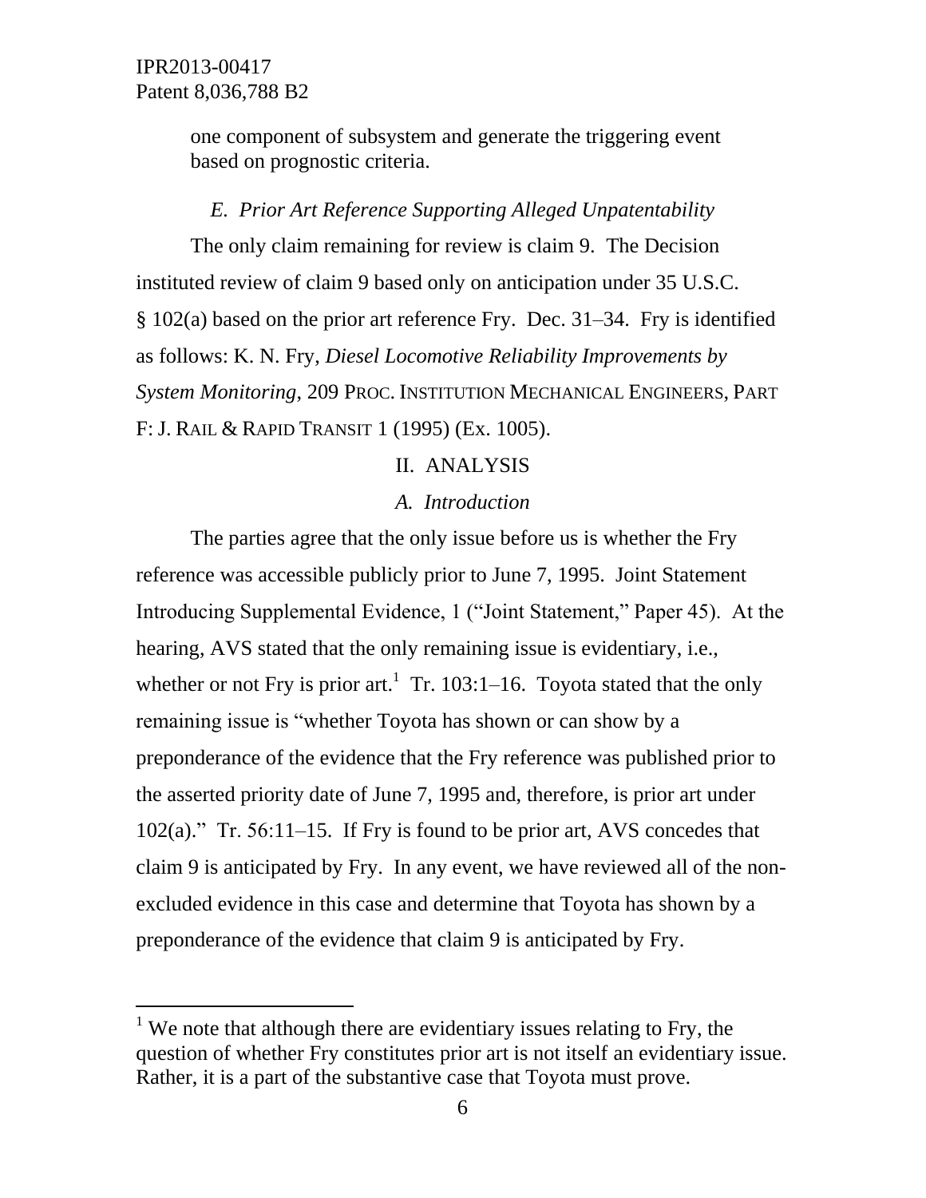one component of subsystem and generate the triggering event based on prognostic criteria.

### *E. Prior Art Reference Supporting Alleged Unpatentability*

The only claim remaining for review is claim 9. The Decision instituted review of claim 9 based only on anticipation under 35 U.S.C. § 102(a) based on the prior art reference Fry. Dec. 31–34. Fry is identified as follows: K. N. Fry, *Diesel Locomotive Reliability Improvements by System Monitoring*, 209 PROC. INSTITUTION MECHANICAL ENGINEERS, PART F: J. RAIL & RAPID TRANSIT 1 (1995) (EX. 1005).

## II. ANALYSIS

### *A. Introduction*

The parties agree that the only issue before us is whether the Fry reference was accessible publicly prior to June 7, 1995. Joint Statement Introducing Supplemental Evidence, 1 ("Joint Statement," Paper 45). At the hearing, AVS stated that the only remaining issue is evidentiary, i.e., whether or not Fry is prior art.[1] Tr. 103:1–16. Toyota stated that the only remaining issue is "whether Toyota has shown or can show by a preponderance of the evidence that the Fry reference was published prior to the asserted priority date of June 7, 1995 and, therefore, is prior art under 102(a)." Tr. 56:11–15. If Fry is found to be prior art, AVS concedes that claim 9 is anticipated by Fry. In any event, we have reviewed all of the non-excluded evidence in this case and determine that Toyota has shown by a preponderance of the evidence that claim 9 is anticipated by Fry.

---

[1] We note that although there are evidentiary issues relating to Fry, the question of whether Fry constitutes prior art is not itself an evidentiary issue. Rather, it is a part of the substantive case that Toyota must prove.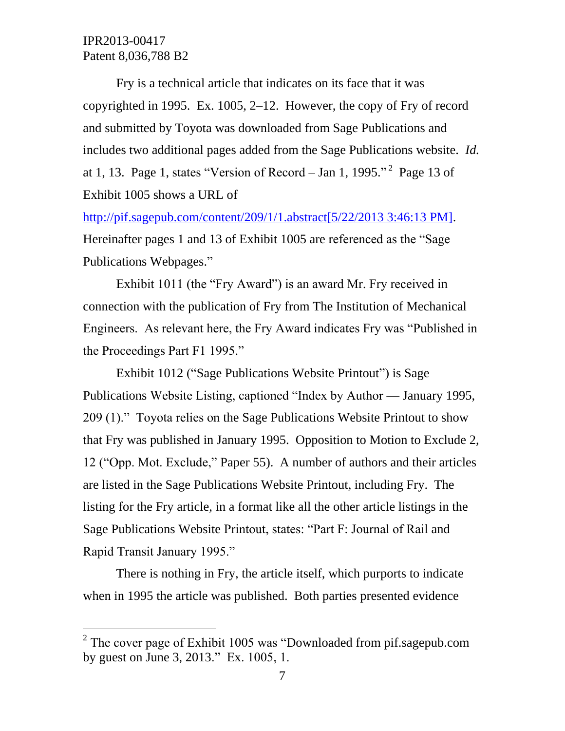Fry is a technical article that indicates on its face that it was copyrighted in 1995. Ex. 1005, 2–12. However, the copy of Fry of record and submitted by Toyota was downloaded from Sage Publications and includes two additional pages added from the Sage Publications website. *Id.* at 1, 13. Page 1, states "Version of Record – Jan 1, 1995."[2] Page 13 of Exhibit 1005 shows a URL of http://pif.sagepub.com/content/209/1/1.abstract[5/22/2013 3:46:13 PM]. Hereinafter pages 1 and 13 of Exhibit 1005 are referenced as the "Sage Publications Webpages."

Exhibit 1011 (the "Fry Award") is an award Mr. Fry received in connection with the publication of Fry from The Institution of Mechanical Engineers. As relevant here, the Fry Award indicates Fry was "Published in the Proceedings Part F1 1995."

Exhibit 1012 ("Sage Publications Website Printout") is Sage Publications Website Listing, captioned "Index by Author — January 1995, 209 (1)." Toyota relies on the Sage Publications Website Printout to show that Fry was published in January 1995. Opposition to Motion to Exclude 2, 12 ("Opp. Mot. Exclude," Paper 55). A number of authors and their articles are listed in the Sage Publications Website Printout, including Fry. The listing for the Fry article, in a format like all the other article listings in the Sage Publications Website Printout, states: "Part F: Journal of Rail and Rapid Transit January 1995."

There is nothing in Fry, the article itself, which purports to indicate when in 1995 the article was published. Both parties presented evidence

---

[2] The cover page of Exhibit 1005 was "Downloaded from pif.sagepub.com by guest on June 3, 2013." Ex. 1005, 1.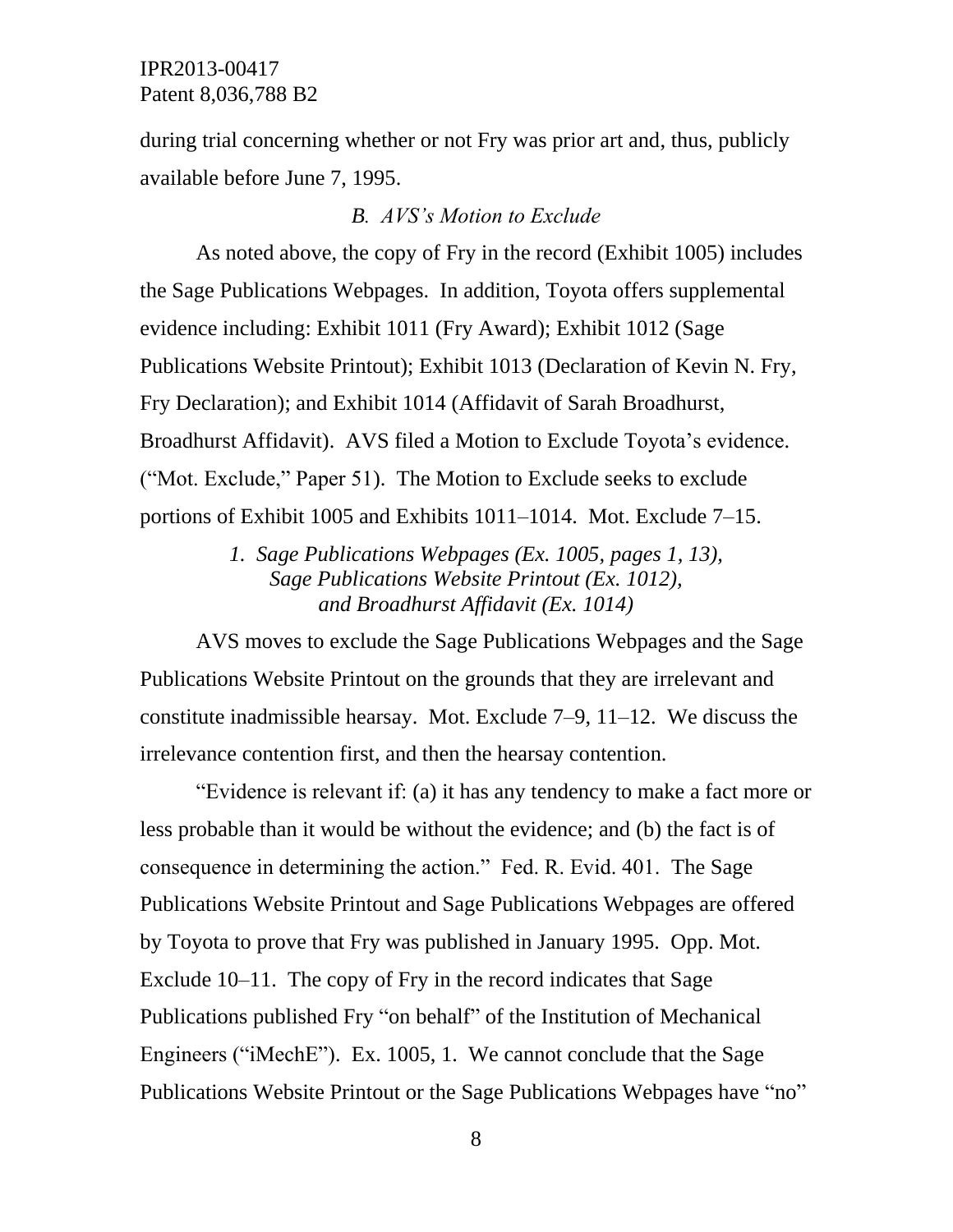during trial concerning whether or not Fry was prior art and, thus, publicly available before June 7, 1995.

### *B. AVS's Motion to Exclude*

As noted above, the copy of Fry in the record (Exhibit 1005) includes the Sage Publications Webpages. In addition, Toyota offers supplemental evidence including: Exhibit 1011 (Fry Award); Exhibit 1012 (Sage Publications Website Printout); Exhibit 1013 (Declaration of Kevin N. Fry, Fry Declaration); and Exhibit 1014 (Affidavit of Sarah Broadhurst, Broadhurst Affidavit). AVS filed a Motion to Exclude Toyota's evidence. ("Mot. Exclude," Paper 51). The Motion to Exclude seeks to exclude portions of Exhibit 1005 and Exhibits 1011–1014. Mot. Exclude 7–15.

#### *1. Sage Publications Webpages (Ex. 1005, pages 1, 13), Sage Publications Website Printout (Ex. 1012), and Broadhurst Affidavit (Ex. 1014)*

AVS moves to exclude the Sage Publications Webpages and the Sage Publications Website Printout on the grounds that they are irrelevant and constitute inadmissible hearsay. Mot. Exclude 7–9, 11–12. We discuss the irrelevance contention first, and then the hearsay contention.

"Evidence is relevant if: (a) it has any tendency to make a fact more or less probable than it would be without the evidence; and (b) the fact is of consequence in determining the action." Fed. R. Evid. 401. The Sage Publications Website Printout and Sage Publications Webpages are offered by Toyota to prove that Fry was published in January 1995. Opp. Mot. Exclude 10–11. The copy of Fry in the record indicates that Sage Publications published Fry "on behalf" of the Institution of Mechanical Engineers ("iMechE"). Ex. 1005, 1. We cannot conclude that the Sage Publications Website Printout or the Sage Publications Webpages have "no"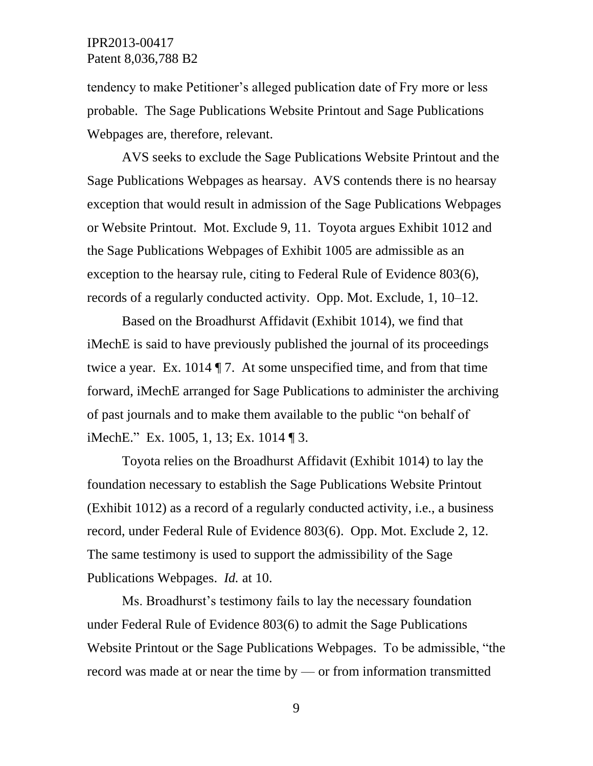tendency to make Petitioner's alleged publication date of Fry more or less probable. The Sage Publications Website Printout and Sage Publications Webpages are, therefore, relevant.

AVS seeks to exclude the Sage Publications Website Printout and the Sage Publications Webpages as hearsay. AVS contends there is no hearsay exception that would result in admission of the Sage Publications Webpages or Website Printout. Mot. Exclude 9, 11. Toyota argues Exhibit 1012 and the Sage Publications Webpages of Exhibit 1005 are admissible as an exception to the hearsay rule, citing to Federal Rule of Evidence 803(6), records of a regularly conducted activity. Opp. Mot. Exclude, 1, 10–12.

Based on the Broadhurst Affidavit (Exhibit 1014), we find that iMechE is said to have previously published the journal of its proceedings twice a year. Ex. 1014 ¶ 7. At some unspecified time, and from that time forward, iMechE arranged for Sage Publications to administer the archiving of past journals and to make them available to the public "on behalf of iMechE." Ex. 1005, 1, 13; Ex. 1014 ¶ 3.

Toyota relies on the Broadhurst Affidavit (Exhibit 1014) to lay the foundation necessary to establish the Sage Publications Website Printout (Exhibit 1012) as a record of a regularly conducted activity, i.e., a business record, under Federal Rule of Evidence 803(6). Opp. Mot. Exclude 2, 12. The same testimony is used to support the admissibility of the Sage Publications Webpages. *Id.* at 10.

Ms. Broadhurst's testimony fails to lay the necessary foundation under Federal Rule of Evidence 803(6) to admit the Sage Publications Website Printout or the Sage Publications Webpages. To be admissible, "the record was made at or near the time by — or from information transmitted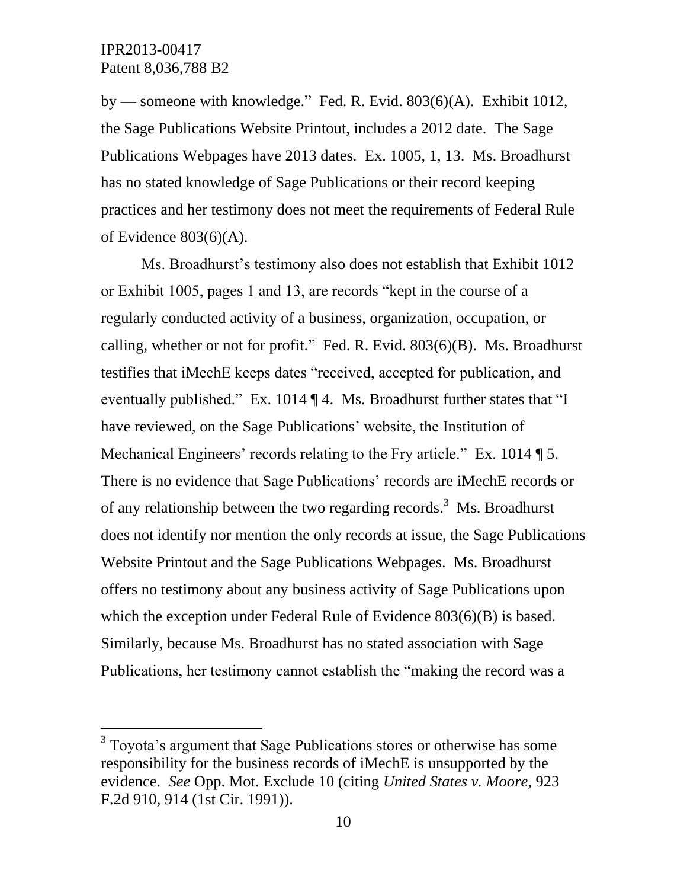by — someone with knowledge." Fed. R. Evid. 803(6)(A). Exhibit 1012, the Sage Publications Website Printout, includes a 2012 date. The Sage Publications Webpages have 2013 dates. Ex. 1005, 1, 13. Ms. Broadhurst has no stated knowledge of Sage Publications or their record keeping practices and her testimony does not meet the requirements of Federal Rule of Evidence 803(6)(A).

Ms. Broadhurst's testimony also does not establish that Exhibit 1012 or Exhibit 1005, pages 1 and 13, are records "kept in the course of a regularly conducted activity of a business, organization, occupation, or calling, whether or not for profit." Fed. R. Evid. 803(6)(B). Ms. Broadhurst testifies that iMechE keeps dates "received, accepted for publication, and eventually published." Ex. 1014 ¶ 4. Ms. Broadhurst further states that "I have reviewed, on the Sage Publications' website, the Institution of Mechanical Engineers' records relating to the Fry article." Ex. 1014 ¶ 5. There is no evidence that Sage Publications' records are iMechE records or of any relationship between the two regarding records.[3] Ms. Broadhurst does not identify nor mention the only records at issue, the Sage Publications Website Printout and the Sage Publications Webpages. Ms. Broadhurst offers no testimony about any business activity of Sage Publications upon which the exception under Federal Rule of Evidence 803(6)(B) is based. Similarly, because Ms. Broadhurst has no stated association with Sage Publications, her testimony cannot establish the "making the record was a

---

[3] Toyota's argument that Sage Publications stores or otherwise has some responsibility for the business records of iMechE is unsupported by the evidence. *See* Opp. Mot. Exclude 10 (citing *United States v. Moore*, 923 F.2d 910, 914 (1st Cir. 1991)).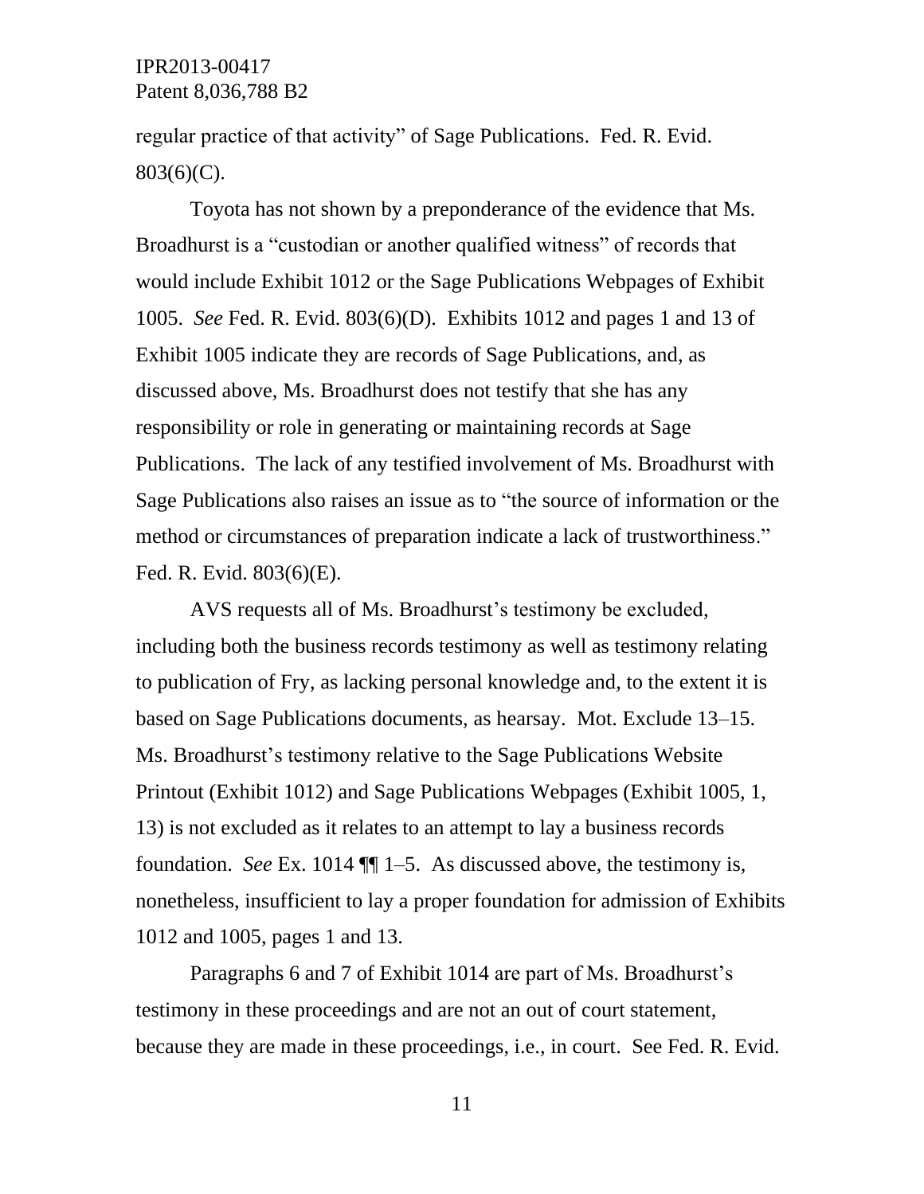regular practice of that activity" of Sage Publications. Fed. R. Evid. 803(6)(C).

Toyota has not shown by a preponderance of the evidence that Ms. Broadhurst is a "custodian or another qualified witness" of records that would include Exhibit 1012 or the Sage Publications Webpages of Exhibit 1005. *See* Fed. R. Evid. 803(6)(D). Exhibits 1012 and pages 1 and 13 of Exhibit 1005 indicate they are records of Sage Publications, and, as discussed above, Ms. Broadhurst does not testify that she has any responsibility or role in generating or maintaining records at Sage Publications. The lack of any testified involvement of Ms. Broadhurst with Sage Publications also raises an issue as to "the source of information or the method or circumstances of preparation indicate a lack of trustworthiness." Fed. R. Evid. 803(6)(E).

AVS requests all of Ms. Broadhurst's testimony be excluded, including both the business records testimony as well as testimony relating to publication of Fry, as lacking personal knowledge and, to the extent it is based on Sage Publications documents, as hearsay. Mot. Exclude 13–15. Ms. Broadhurst's testimony relative to the Sage Publications Website Printout (Exhibit 1012) and Sage Publications Webpages (Exhibit 1005, 1, 13) is not excluded as it relates to an attempt to lay a business records foundation. *See* Ex. 1014 ¶¶ 1–5. As discussed above, the testimony is, nonetheless, insufficient to lay a proper foundation for admission of Exhibits 1012 and 1005, pages 1 and 13.

Paragraphs 6 and 7 of Exhibit 1014 are part of Ms. Broadhurst's testimony in these proceedings and are not an out of court statement, because they are made in these proceedings, i.e., in court. See Fed. R. Evid.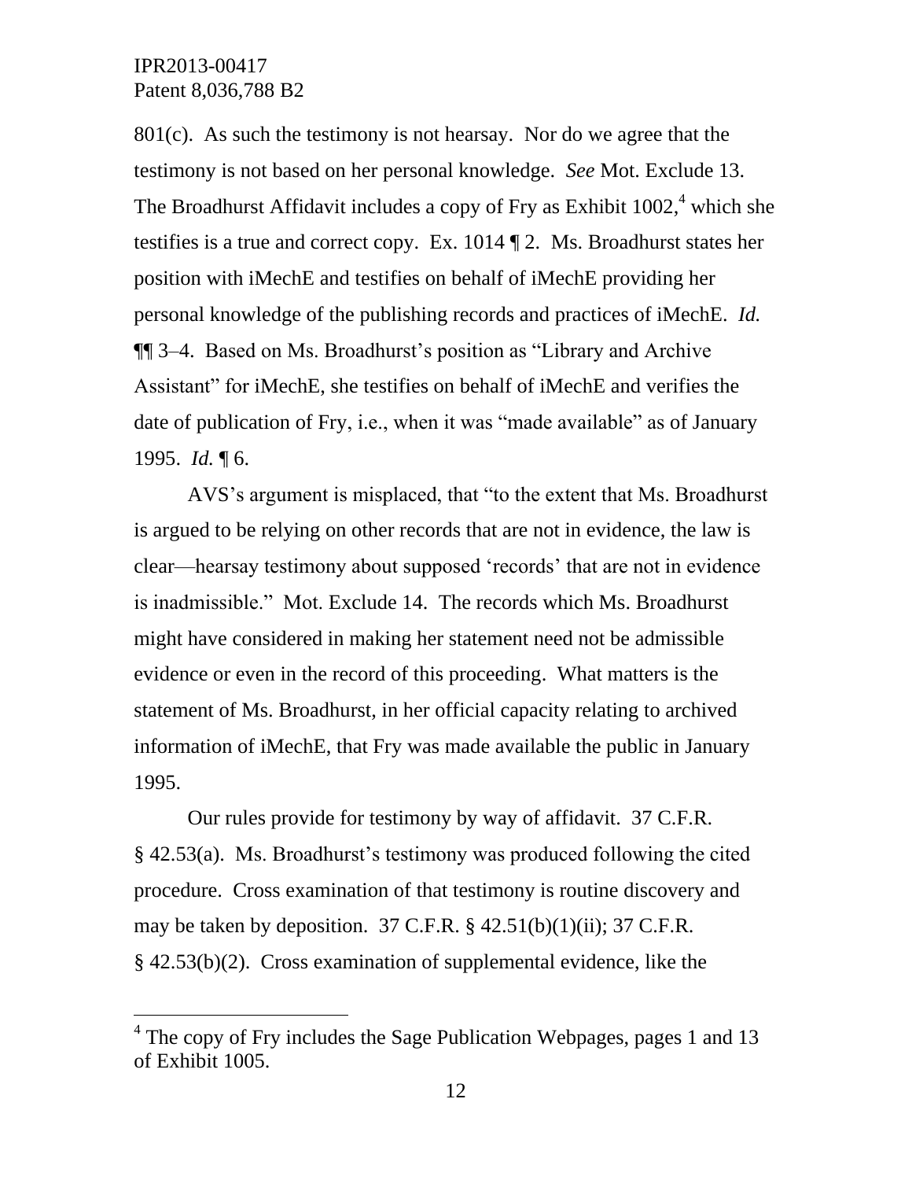801(c). As such the testimony is not hearsay. Nor do we agree that the testimony is not based on her personal knowledge. *See* Mot. Exclude 13. The Broadhurst Affidavit includes a copy of Fry as Exhibit 1002,[4] which she testifies is a true and correct copy. Ex. 1014 ¶ 2. Ms. Broadhurst states her position with iMechE and testifies on behalf of iMechE providing her personal knowledge of the publishing records and practices of iMechE. *Id.* ¶¶ 3–4. Based on Ms. Broadhurst's position as "Library and Archive Assistant" for iMechE, she testifies on behalf of iMechE and verifies the date of publication of Fry, i.e., when it was "made available" as of January 1995. *Id.* ¶ 6.

AVS's argument is misplaced, that "to the extent that Ms. Broadhurst is argued to be relying on other records that are not in evidence, the law is clear—hearsay testimony about supposed 'records' that are not in evidence is inadmissible." Mot. Exclude 14. The records which Ms. Broadhurst might have considered in making her statement need not be admissible evidence or even in the record of this proceeding. What matters is the statement of Ms. Broadhurst, in her official capacity relating to archived information of iMechE, that Fry was made available the public in January 1995.

Our rules provide for testimony by way of affidavit. 37 C.F.R. § 42.53(a). Ms. Broadhurst's testimony was produced following the cited procedure. Cross examination of that testimony is routine discovery and may be taken by deposition. 37 C.F.R. § 42.51(b)(1)(ii); 37 C.F.R. § 42.53(b)(2). Cross examination of supplemental evidence, like the

---

[4] The copy of Fry includes the Sage Publication Webpages, pages 1 and 13 of Exhibit 1005.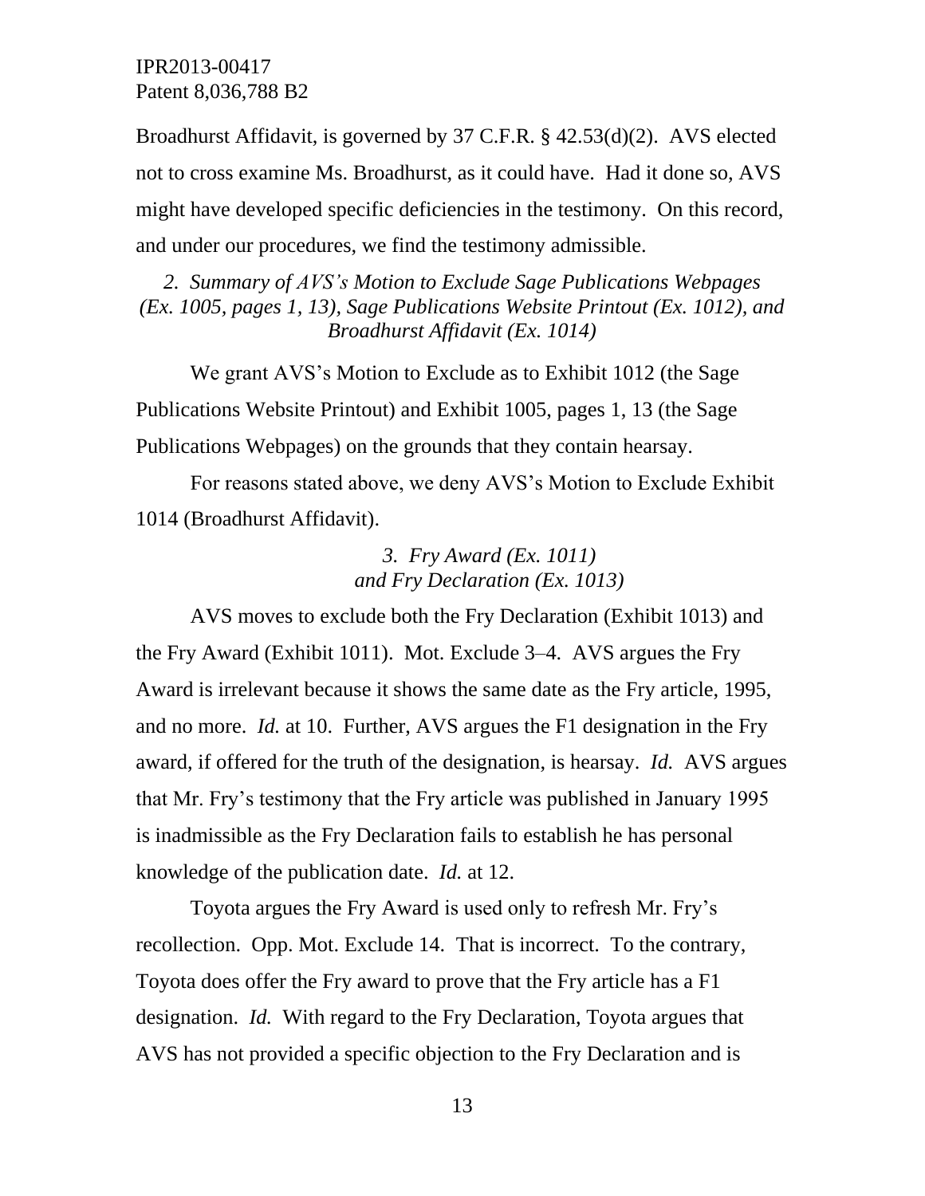Broadhurst Affidavit, is governed by 37 C.F.R. § 42.53(d)(2). AVS elected not to cross examine Ms. Broadhurst, as it could have. Had it done so, AVS might have developed specific deficiencies in the testimony. On this record, and under our procedures, we find the testimony admissible.

*2. Summary of AVS's Motion to Exclude Sage Publications Webpages (Ex. 1005, pages 1, 13), Sage Publications Website Printout (Ex. 1012), and Broadhurst Affidavit (Ex. 1014)*

We grant AVS's Motion to Exclude as to Exhibit 1012 (the Sage Publications Website Printout) and Exhibit 1005, pages 1, 13 (the Sage Publications Webpages) on the grounds that they contain hearsay.

For reasons stated above, we deny AVS's Motion to Exclude Exhibit 1014 (Broadhurst Affidavit).

*3. Fry Award (Ex. 1011) and Fry Declaration (Ex. 1013)*

AVS moves to exclude both the Fry Declaration (Exhibit 1013) and the Fry Award (Exhibit 1011). Mot. Exclude 3–4. AVS argues the Fry Award is irrelevant because it shows the same date as the Fry article, 1995, and no more. *Id.* at 10. Further, AVS argues the F1 designation in the Fry award, if offered for the truth of the designation, is hearsay. *Id.* AVS argues that Mr. Fry's testimony that the Fry article was published in January 1995 is inadmissible as the Fry Declaration fails to establish he has personal knowledge of the publication date. *Id.* at 12.

Toyota argues the Fry Award is used only to refresh Mr. Fry's recollection. Opp. Mot. Exclude 14. That is incorrect. To the contrary, Toyota does offer the Fry award to prove that the Fry article has a F1 designation. *Id.* With regard to the Fry Declaration, Toyota argues that AVS has not provided a specific objection to the Fry Declaration and is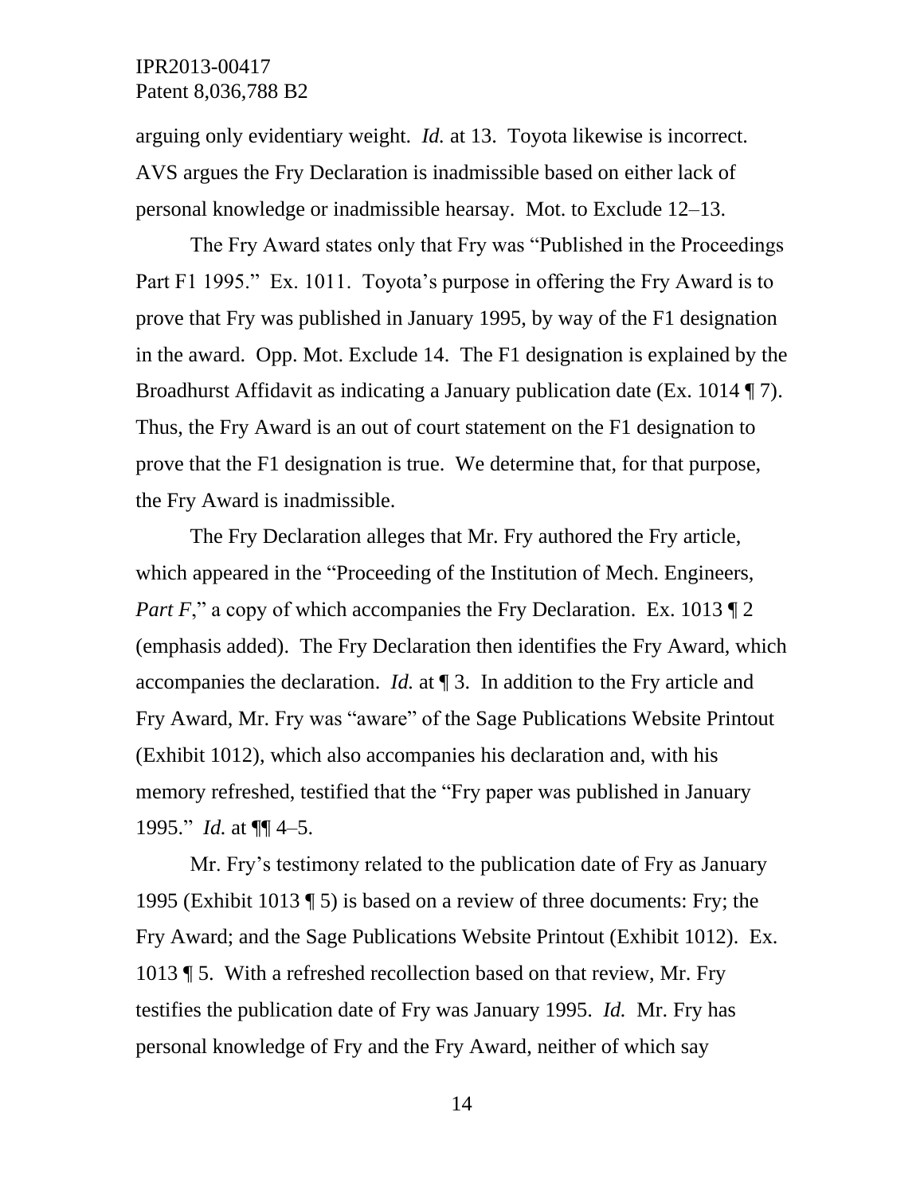arguing only evidentiary weight. *Id.* at 13. Toyota likewise is incorrect. AVS argues the Fry Declaration is inadmissible based on either lack of personal knowledge or inadmissible hearsay. Mot. to Exclude 12–13.

The Fry Award states only that Fry was "Published in the Proceedings Part F1 1995." Ex. 1011. Toyota's purpose in offering the Fry Award is to prove that Fry was published in January 1995, by way of the F1 designation in the award. Opp. Mot. Exclude 14. The F1 designation is explained by the Broadhurst Affidavit as indicating a January publication date (Ex. 1014 ¶ 7). Thus, the Fry Award is an out of court statement on the F1 designation to prove that the F1 designation is true. We determine that, for that purpose, the Fry Award is inadmissible.

The Fry Declaration alleges that Mr. Fry authored the Fry article, which appeared in the "Proceeding of the Institution of Mech. Engineers, *Part F*," a copy of which accompanies the Fry Declaration. Ex. 1013 ¶ 2 (emphasis added). The Fry Declaration then identifies the Fry Award, which accompanies the declaration. *Id.* at ¶ 3. In addition to the Fry article and Fry Award, Mr. Fry was "aware" of the Sage Publications Website Printout (Exhibit 1012), which also accompanies his declaration and, with his memory refreshed, testified that the "Fry paper was published in January 1995." *Id.* at ¶¶ 4–5.

Mr. Fry's testimony related to the publication date of Fry as January 1995 (Exhibit 1013 ¶ 5) is based on a review of three documents: Fry; the Fry Award; and the Sage Publications Website Printout (Exhibit 1012). Ex. 1013 ¶ 5. With a refreshed recollection based on that review, Mr. Fry testifies the publication date of Fry was January 1995. *Id.* Mr. Fry has personal knowledge of Fry and the Fry Award, neither of which say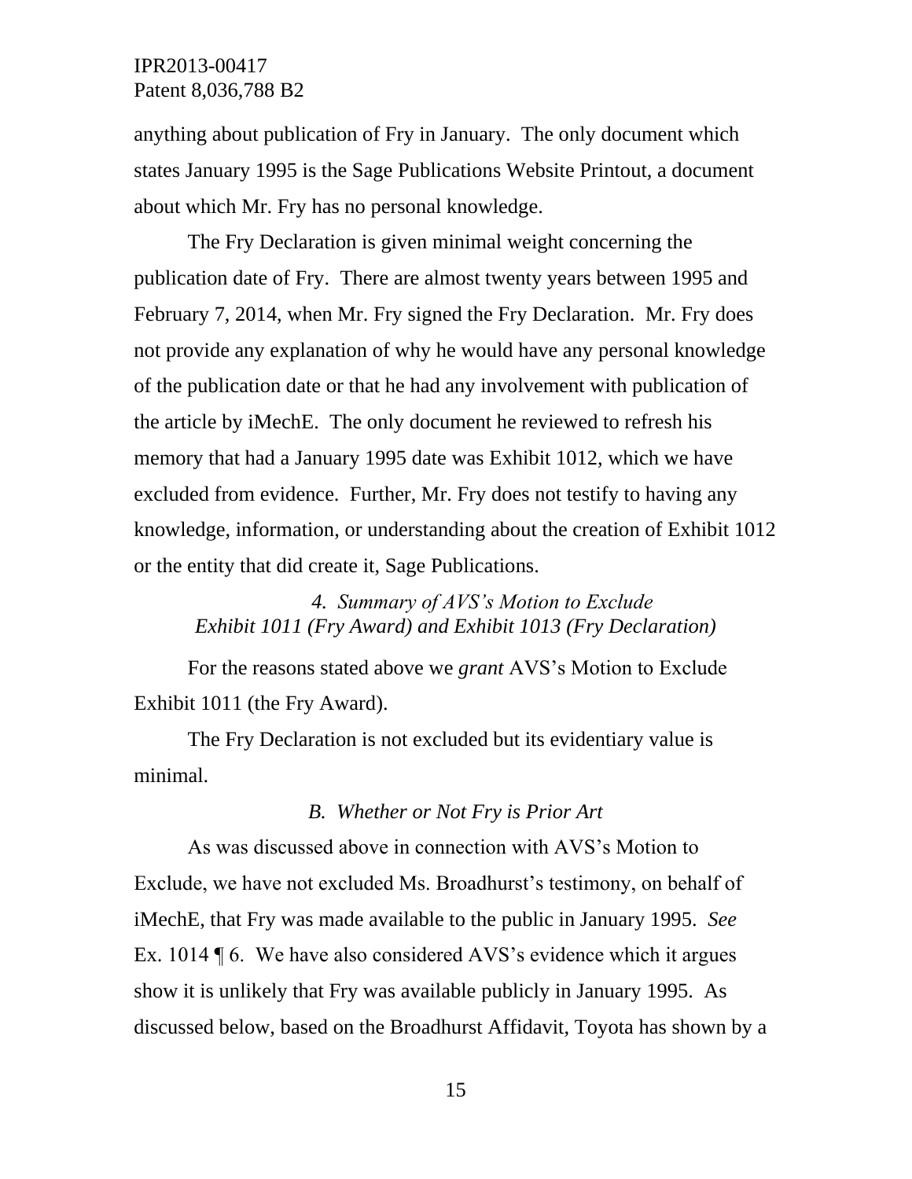anything about publication of Fry in January. The only document which states January 1995 is the Sage Publications Website Printout, a document about which Mr. Fry has no personal knowledge.

The Fry Declaration is given minimal weight concerning the publication date of Fry. There are almost twenty years between 1995 and February 7, 2014, when Mr. Fry signed the Fry Declaration. Mr. Fry does not provide any explanation of why he would have any personal knowledge of the publication date or that he had any involvement with publication of the article by iMechE. The only document he reviewed to refresh his memory that had a January 1995 date was Exhibit 1012, which we have excluded from evidence. Further, Mr. Fry does not testify to having any knowledge, information, or understanding about the creation of Exhibit 1012 or the entity that did create it, Sage Publications.

#### *4. Summary of AVS's Motion to Exclude Exhibit 1011 (Fry Award) and Exhibit 1013 (Fry Declaration)*

For the reasons stated above we *grant* AVS's Motion to Exclude Exhibit 1011 (the Fry Award).

The Fry Declaration is not excluded but its evidentiary value is minimal.

### *B. Whether or Not Fry is Prior Art*

As was discussed above in connection with AVS's Motion to Exclude, we have not excluded Ms. Broadhurst's testimony, on behalf of iMechE, that Fry was made available to the public in January 1995. *See* Ex. 1014 ¶ 6. We have also considered AVS's evidence which it argues show it is unlikely that Fry was available publicly in January 1995. As discussed below, based on the Broadhurst Affidavit, Toyota has shown by a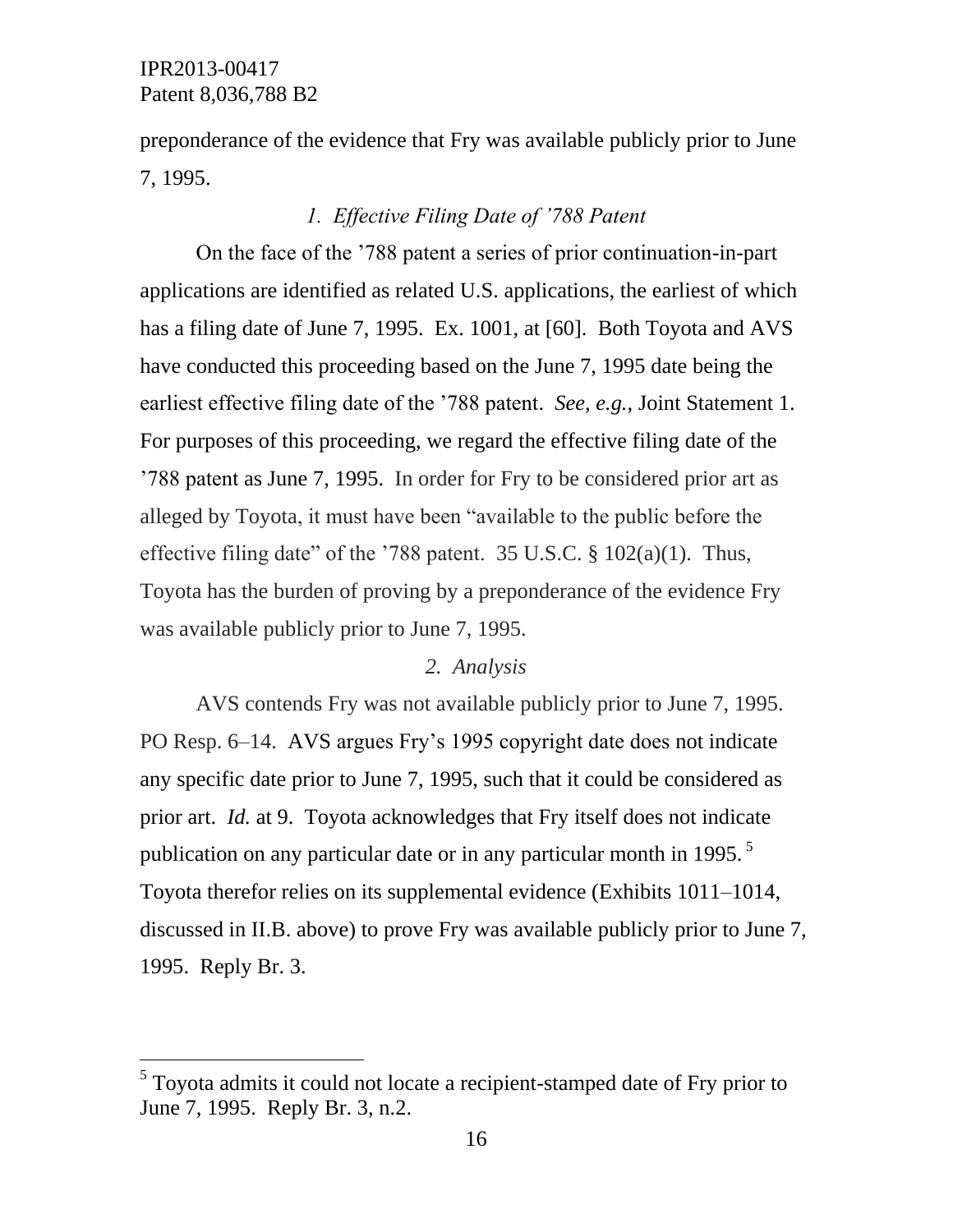preponderance of the evidence that Fry was available publicly prior to June 7, 1995.

### *1. Effective Filing Date of '788 Patent*

On the face of the '788 patent a series of prior continuation-in-part applications are identified as related U.S. applications, the earliest of which has a filing date of June 7, 1995. Ex. 1001, at [60]. Both Toyota and AVS have conducted this proceeding based on the June 7, 1995 date being the earliest effective filing date of the '788 patent. *See, e.g.*, Joint Statement 1. For purposes of this proceeding, we regard the effective filing date of the '788 patent as June 7, 1995. In order for Fry to be considered prior art as alleged by Toyota, it must have been "available to the public before the effective filing date" of the '788 patent. 35 U.S.C. § 102(a)(1). Thus, Toyota has the burden of proving by a preponderance of the evidence Fry was available publicly prior to June 7, 1995.

### *2. Analysis*

AVS contends Fry was not available publicly prior to June 7, 1995. PO Resp. 6–14. AVS argues Fry's 1995 copyright date does not indicate any specific date prior to June 7, 1995, such that it could be considered as prior art. *Id.* at 9. Toyota acknowledges that Fry itself does not indicate publication on any particular date or in any particular month in 1995.[5] Toyota therefor relies on its supplemental evidence (Exhibits 1011–1014, discussed in II.B. above) to prove Fry was available publicly prior to June 7, 1995. Reply Br. 3.

---

[5] Toyota admits it could not locate a recipient-stamped date of Fry prior to June 7, 1995. Reply Br. 3, n.2.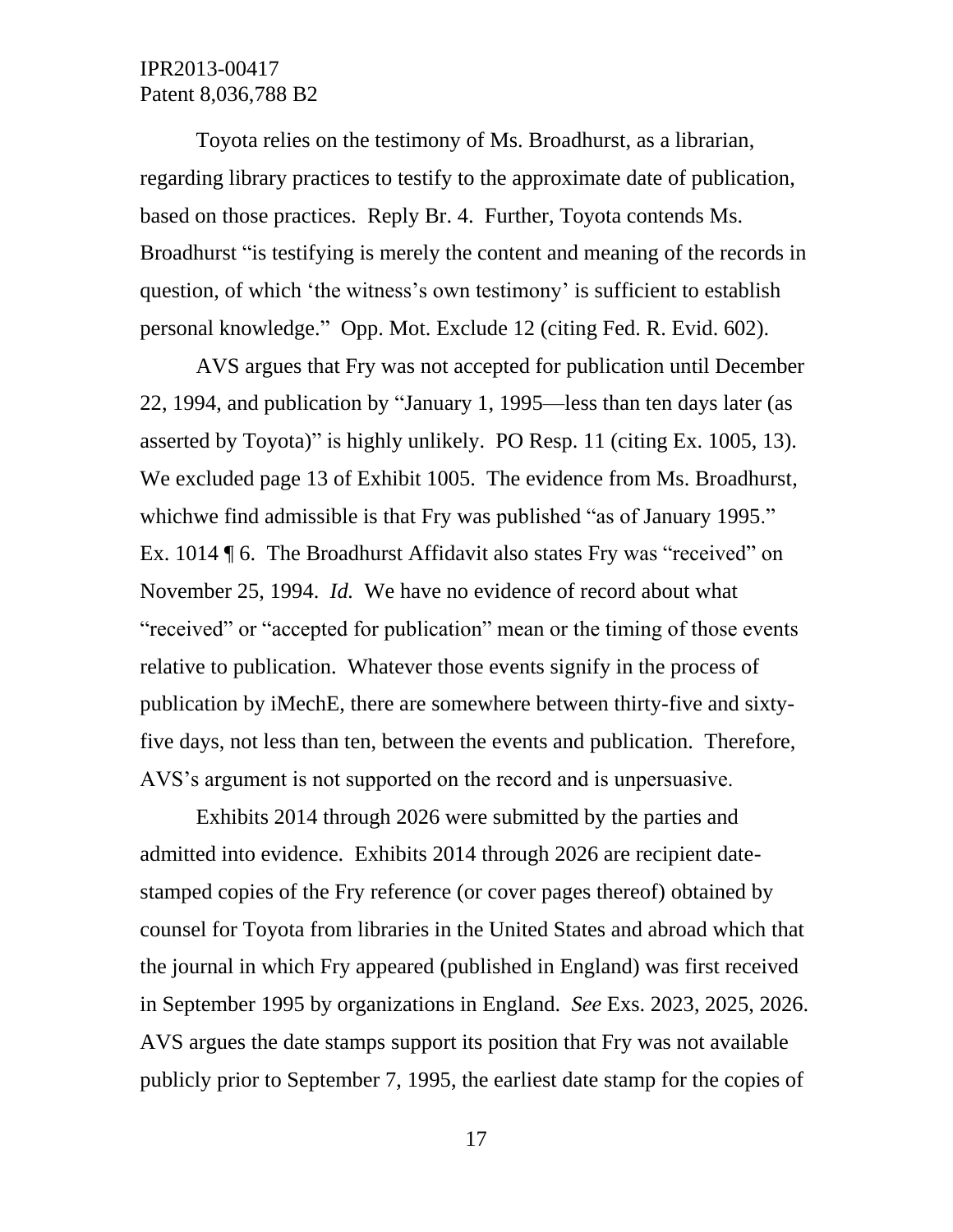Toyota relies on the testimony of Ms. Broadhurst, as a librarian, regarding library practices to testify to the approximate date of publication, based on those practices. Reply Br. 4. Further, Toyota contends Ms. Broadhurst "is testifying is merely the content and meaning of the records in question, of which 'the witness's own testimony' is sufficient to establish personal knowledge." Opp. Mot. Exclude 12 (citing Fed. R. Evid. 602).

AVS argues that Fry was not accepted for publication until December 22, 1994, and publication by "January 1, 1995—less than ten days later (as asserted by Toyota)" is highly unlikely. PO Resp. 11 (citing Ex. 1005, 13). We excluded page 13 of Exhibit 1005. The evidence from Ms. Broadhurst, whichwe find admissible is that Fry was published "as of January 1995." Ex. 1014 ¶ 6. The Broadhurst Affidavit also states Fry was "received" on November 25, 1994. *Id.* We have no evidence of record about what "received" or "accepted for publication" mean or the timing of those events relative to publication. Whatever those events signify in the process of publication by iMechE, there are somewhere between thirty-five and sixty-five days, not less than ten, between the events and publication. Therefore, AVS's argument is not supported on the record and is unpersuasive.

Exhibits 2014 through 2026 were submitted by the parties and admitted into evidence. Exhibits 2014 through 2026 are recipient date-stamped copies of the Fry reference (or cover pages thereof) obtained by counsel for Toyota from libraries in the United States and abroad which that the journal in which Fry appeared (published in England) was first received in September 1995 by organizations in England. *See* Exs. 2023, 2025, 2026. AVS argues the date stamps support its position that Fry was not available publicly prior to September 7, 1995, the earliest date stamp for the copies of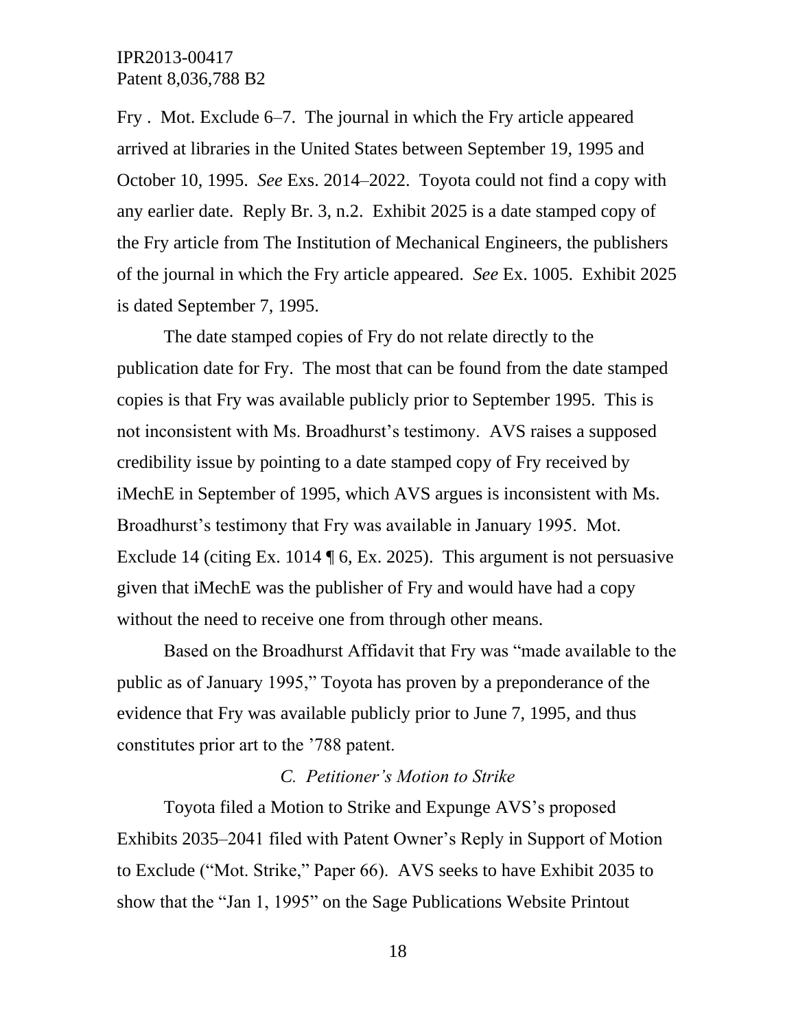Fry . Mot. Exclude 6–7. The journal in which the Fry article appeared arrived at libraries in the United States between September 19, 1995 and October 10, 1995. *See* Exs. 2014–2022. Toyota could not find a copy with any earlier date. Reply Br. 3, n.2. Exhibit 2025 is a date stamped copy of the Fry article from The Institution of Mechanical Engineers, the publishers of the journal in which the Fry article appeared. *See* Ex. 1005. Exhibit 2025 is dated September 7, 1995.

The date stamped copies of Fry do not relate directly to the publication date for Fry. The most that can be found from the date stamped copies is that Fry was available publicly prior to September 1995. This is not inconsistent with Ms. Broadhurst's testimony. AVS raises a supposed credibility issue by pointing to a date stamped copy of Fry received by iMechE in September of 1995, which AVS argues is inconsistent with Ms. Broadhurst's testimony that Fry was available in January 1995. Mot. Exclude 14 (citing Ex. 1014 ¶ 6, Ex. 2025). This argument is not persuasive given that iMechE was the publisher of Fry and would have had a copy without the need to receive one from through other means.

Based on the Broadhurst Affidavit that Fry was "made available to the public as of January 1995," Toyota has proven by a preponderance of the evidence that Fry was available publicly prior to June 7, 1995, and thus constitutes prior art to the '788 patent.

### *C. Petitioner's Motion to Strike*

Toyota filed a Motion to Strike and Expunge AVS's proposed Exhibits 2035–2041 filed with Patent Owner's Reply in Support of Motion to Exclude ("Mot. Strike," Paper 66). AVS seeks to have Exhibit 2035 to show that the "Jan 1, 1995" on the Sage Publications Website Printout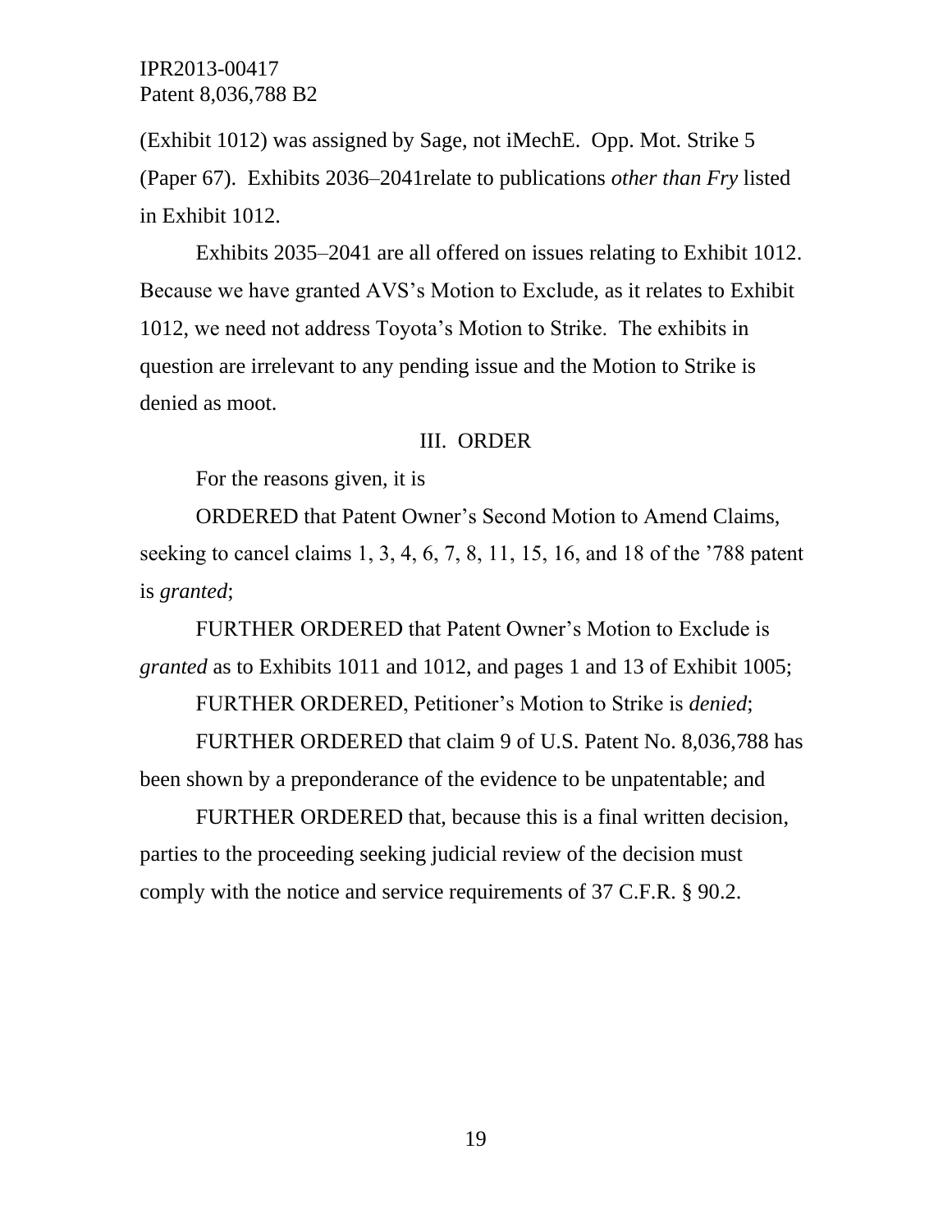(Exhibit 1012) was assigned by Sage, not iMechE. Opp. Mot. Strike 5 (Paper 67). Exhibits 2036–2041relate to publications *other than Fry* listed in Exhibit 1012.

Exhibits 2035–2041 are all offered on issues relating to Exhibit 1012. Because we have granted AVS's Motion to Exclude, as it relates to Exhibit 1012, we need not address Toyota's Motion to Strike. The exhibits in question are irrelevant to any pending issue and the Motion to Strike is denied as moot.

## III. ORDER

For the reasons given, it is

ORDERED that Patent Owner's Second Motion to Amend Claims, seeking to cancel claims 1, 3, 4, 6, 7, 8, 11, 15, 16, and 18 of the '788 patent is *granted*;

FURTHER ORDERED that Patent Owner's Motion to Exclude is *granted* as to Exhibits 1011 and 1012, and pages 1 and 13 of Exhibit 1005;

FURTHER ORDERED, Petitioner's Motion to Strike is *denied*;

FURTHER ORDERED that claim 9 of U.S. Patent No. 8,036,788 has been shown by a preponderance of the evidence to be unpatentable; and

FURTHER ORDERED that, because this is a final written decision, parties to the proceeding seeking judicial review of the decision must comply with the notice and service requirements of 37 C.F.R. § 90.2.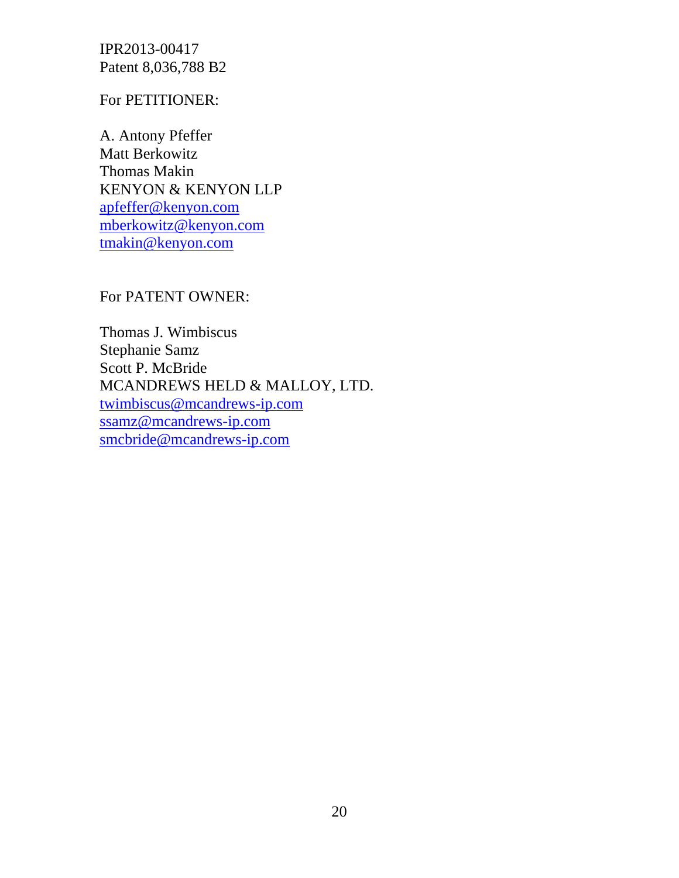For PETITIONER:

A. Antony Pfeffer
Matt Berkowitz
Thomas Makin
KENYON & KENYON LLP
apfeffer@kenyon.com
mberkowitz@kenyon.com
tmakin@kenyon.com

For PATENT OWNER:

Thomas J. Wimbiscus
Stephanie Samz
Scott P. McBride
MCANDREWS HELD & MALLOY, LTD.
twimbiscus@mcandrews-ip.com
ssamz@mcandrews-ip.com
smcbride@mcandrews-ip.com